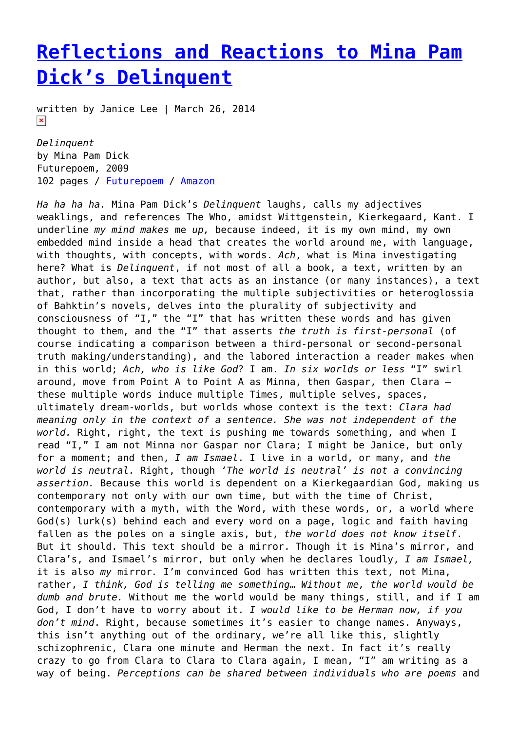# Reflections and Reactions to Mina Pam Dick's Delinquent

written by Janice Lee | March 26, 2014

*Delinquent*
by Mina Pam Dick
Futurepoem, 2009
102 pages / Futurepoem / Amazon

*Ha ha ha ha.* Mina Pam Dick's *Delinquent* laughs, calls my adjectives weaklings, and references The Who, amidst Wittgenstein, Kierkegaard, Kant. I underline *my mind makes* me *up,* because indeed, it is my own mind, my own embedded mind inside a head that creates the world around me, with language, with thoughts, with concepts, with words. *Ach*, what is Mina investigating here? What is *Delinquent*, if not most of all a book, a text, written by an author, but also, a text that acts as an instance (or many instances), a text that, rather than incorporating the multiple subjectivities or heteroglossia of Bahktin's novels, delves into the plurality of subjectivity and consciousness of "I," the "I" that has written these words and has given thought to them, and the "I" that asserts *the truth is first-personal* (of course indicating a comparison between a third-personal or second-personal truth making/understanding), and the labored interaction a reader makes when in this world; *Ach, who is like God*? I am. *In six worlds or less* "I" swirl around, move from Point A to Point A as Minna, then Gaspar, then Clara – these multiple words induce multiple Times, multiple selves, spaces, ultimately dream-worlds, but worlds whose context is the text: *Clara had meaning only in the context of a sentence. She was not independent of the world.* Right, right, the text is pushing me towards something, and when I read "I," I am not Minna nor Gaspar nor Clara; I might be Janice, but only for a moment; and then, *I am Ismael*. I live in a world, or many, and *the world is neutral.* Right, though *'The world is neutral' is not a convincing assertion.* Because this world is dependent on a Kierkegaardian God, making us contemporary not only with our own time, but with the time of Christ, contemporary with a myth, with the Word, with these words, or, a world where God(s) lurk(s) behind each and every word on a page, logic and faith having fallen as the poles on a single axis, but, *the world does not know itself*. But it should. This text should be a mirror. Though it is Mina's mirror, and Clara's, and Ismael's mirror, but only when he declares loudly, *I am Ismael,* it is also *my* mirror*.* I'm convinced God has written this text, not Mina, rather, *I think, God is telling me something… Without me, the world would be dumb and brute.* Without me the world would be many things, still, and if I am God, I don't have to worry about it. *I would like to be Herman now, if you don't mind*. Right, because sometimes it's easier to change names. Anyways, this isn't anything out of the ordinary, we're all like this, slightly schizophrenic, Clara one minute and Herman the next. In fact it's really crazy to go from Clara to Clara to Clara again, I mean, "I" am writing as a way of being. *Perceptions can be shared between individuals who are poems* and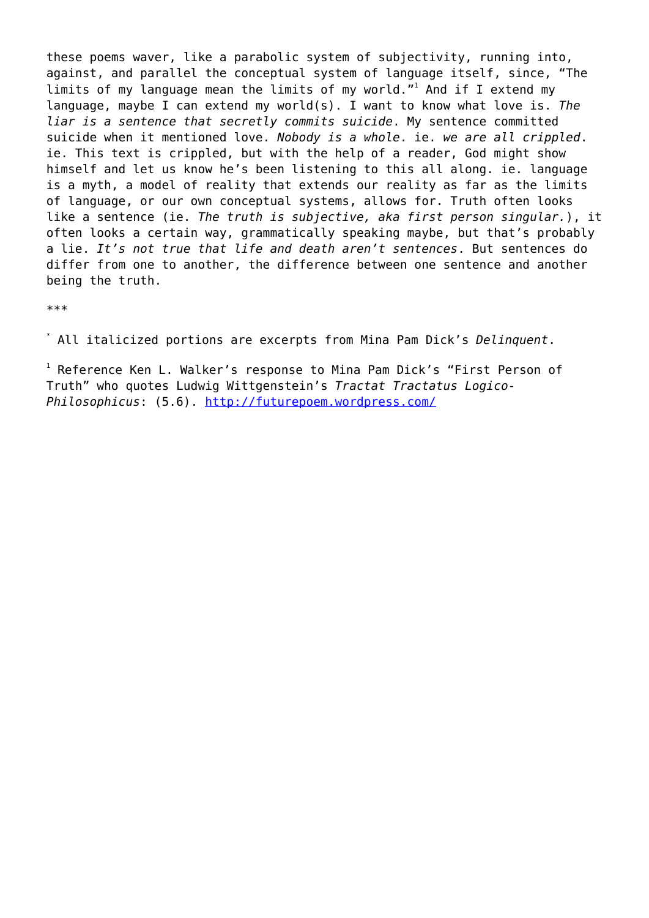these poems waver, like a parabolic system of subjectivity, running into, against, and parallel the conceptual system of language itself, since, "The limits of my language mean the limits of my world."[1] And if I extend my language, maybe I can extend my world(s). I want to know what love is. *The liar is a sentence that secretly commits suicide*. My sentence committed suicide when it mentioned love. *Nobody is a whole*. ie. *we are all crippled*. ie. This text is crippled, but with the help of a reader, God might show himself and let us know he's been listening to this all along. ie. language is a myth, a model of reality that extends our reality as far as the limits of language, or our own conceptual systems, allows for. Truth often looks like a sentence (ie. *The truth is subjective, aka first person singular.*), it often looks a certain way, grammatically speaking maybe, but that's probably a lie. *It's not true that life and death aren't sentences*. But sentences do differ from one to another, the difference between one sentence and another being the truth.

***

[*] All italicized portions are excerpts from Mina Pam Dick's *Delinquent*.

[1] Reference Ken L. Walker's response to Mina Pam Dick's "First Person of Truth" who quotes Ludwig Wittgenstein's *Tractat Tractatus Logico-Philosophicus*: (5.6). http://futurepoem.wordpress.com/